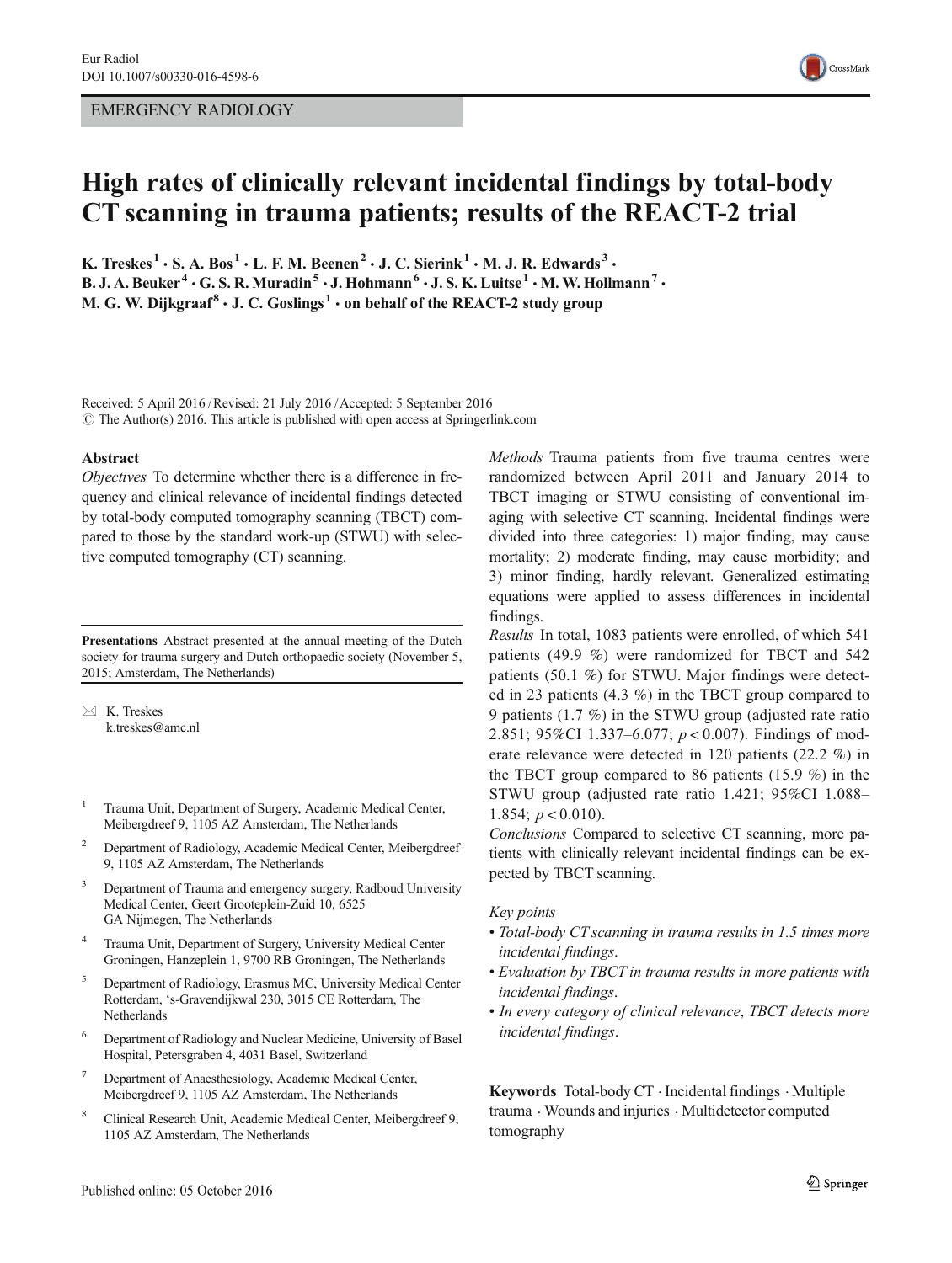EMERGENCY RADIOLOGY

# High rates of clinically relevant incidental findings by total-body CT scanning in trauma patients; results of the REACT-2 trial

**K. Treskes[1] · S. A. Bos[1] · L. F. M. Beenen[2] · J. C. Sierink[1] · M. J. R. Edwards[3] · B. J. A. Beuker[4] · G. S. R. Muradin[5] · J. Hohmann[6] · J. S. K. Luitse[1] · M. W. Hollmann[7] · M. G. W. Dijkgraaf[8] · J. C. Goslings[1] · on behalf of the REACT-2 study group**

Received: 5 April 2016 / Revised: 21 July 2016 / Accepted: 5 September 2016
© The Author(s) 2016. This article is published with open access at Springerlink.com

## Abstract

*Objectives* To determine whether there is a difference in frequency and clinical relevance of incidental findings detected by total-body computed tomography scanning (TBCT) compared to those by the standard work-up (STWU) with selective computed tomography (CT) scanning.

*Methods* Trauma patients from five trauma centres were randomized between April 2011 and January 2014 to TBCT imaging or STWU consisting of conventional imaging with selective CT scanning. Incidental findings were divided into three categories: 1) major finding, may cause mortality; 2) moderate finding, may cause morbidity; and 3) minor finding, hardly relevant. Generalized estimating equations were applied to assess differences in incidental findings.

*Results* In total, 1083 patients were enrolled, of which 541 patients (49.9 %) were randomized for TBCT and 542 patients (50.1 %) for STWU. Major findings were detected in 23 patients (4.3 %) in the TBCT group compared to 9 patients (1.7 %) in the STWU group (adjusted rate ratio 2.851; 95%CI 1.337–6.077; $p < 0.007$). Findings of moderate relevance were detected in 120 patients (22.2 %) in the TBCT group compared to 86 patients (15.9 %) in the STWU group (adjusted rate ratio 1.421; 95%CI 1.088–1.854; $p < 0.010$).

*Conclusions* Compared to selective CT scanning, more patients with clinically relevant incidental findings can be expected by TBCT scanning.

*Key points*

- *Total-body CT scanning in trauma results in 1.5 times more incidental findings.*
- *Evaluation by TBCT in trauma results in more patients with incidental findings.*
- *In every category of clinical relevance, TBCT detects more incidental findings.*

**Keywords** Total-body CT · Incidental findings · Multiple trauma · Wounds and injuries · Multidetector computed tomography

**Presentations** Abstract presented at the annual meeting of the Dutch society for trauma surgery and Dutch orthopaedic society (November 5, 2015; Amsterdam, The Netherlands)

✉ K. Treskes
k.treskes@amc.nl

[1] Trauma Unit, Department of Surgery, Academic Medical Center, Meibergdreef 9, 1105 AZ Amsterdam, The Netherlands

[2] Department of Radiology, Academic Medical Center, Meibergdreef 9, 1105 AZ Amsterdam, The Netherlands

[3] Department of Trauma and emergency surgery, Radboud University Medical Center, Geert Grooteplein-Zuid 10, 6525 GA Nijmegen, The Netherlands

[4] Trauma Unit, Department of Surgery, University Medical Center Groningen, Hanzeplein 1, 9700 RB Groningen, The Netherlands

[5] Department of Radiology, Erasmus MC, University Medical Center Rotterdam, 's-Gravendijkwal 230, 3015 CE Rotterdam, The Netherlands

[6] Department of Radiology and Nuclear Medicine, University of Basel Hospital, Petersgraben 4, 4031 Basel, Switzerland

[7] Department of Anaesthesiology, Academic Medical Center, Meibergdreef 9, 1105 AZ Amsterdam, The Netherlands

[8] Clinical Research Unit, Academic Medical Center, Meibergdreef 9, 1105 AZ Amsterdam, The Netherlands

Published online: 05 October 2016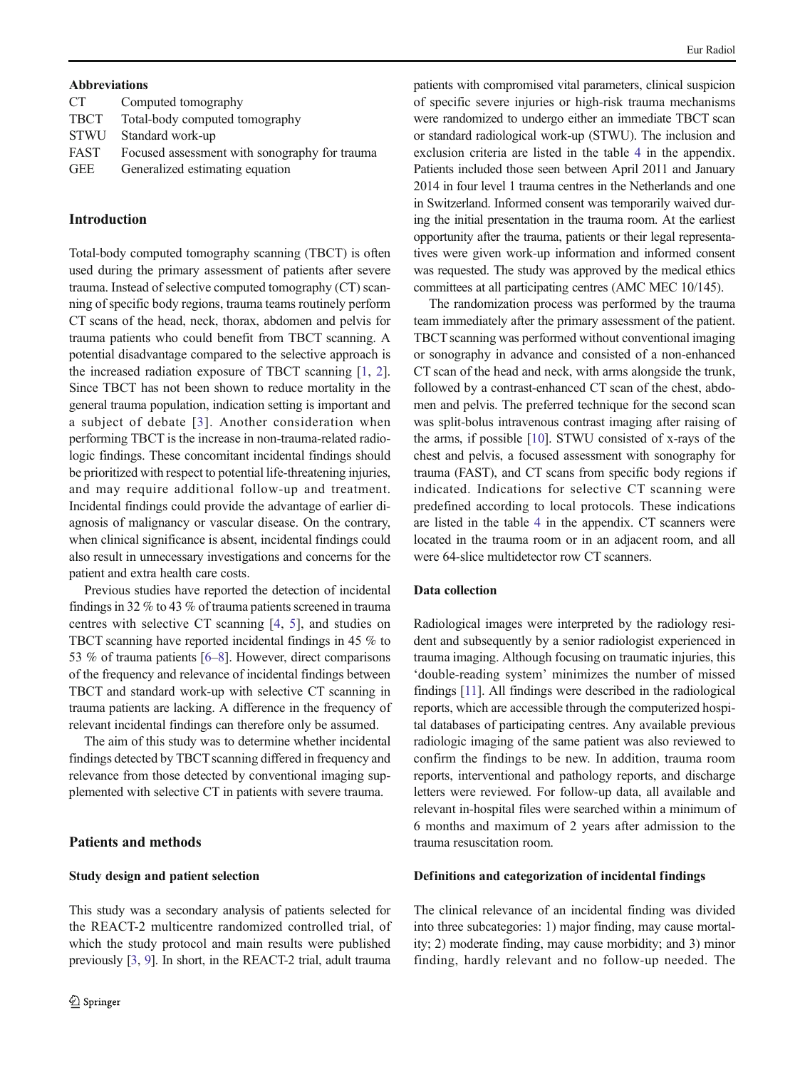**Abbreviations**

| | |
|---|---|
| CT | Computed tomography |
| TBCT | Total-body computed tomography |
| STWU | Standard work-up |
| FAST | Focused assessment with sonography for trauma |
| GEE | Generalized estimating equation |

## Introduction

Total-body computed tomography scanning (TBCT) is often used during the primary assessment of patients after severe trauma. Instead of selective computed tomography (CT) scanning of specific body regions, trauma teams routinely perform CT scans of the head, neck, thorax, abdomen and pelvis for trauma patients who could benefit from TBCT scanning. A potential disadvantage compared to the selective approach is the increased radiation exposure of TBCT scanning [1, 2]. Since TBCT has not been shown to reduce mortality in the general trauma population, indication setting is important and a subject of debate [3]. Another consideration when performing TBCT is the increase in non-trauma-related radiologic findings. These concomitant incidental findings should be prioritized with respect to potential life-threatening injuries, and may require additional follow-up and treatment. Incidental findings could provide the advantage of earlier diagnosis of malignancy or vascular disease. On the contrary, when clinical significance is absent, incidental findings could also result in unnecessary investigations and concerns for the patient and extra health care costs.

Previous studies have reported the detection of incidental findings in 32 % to 43 % of trauma patients screened in trauma centres with selective CT scanning [4, 5], and studies on TBCT scanning have reported incidental findings in 45 % to 53 % of trauma patients [6–8]. However, direct comparisons of the frequency and relevance of incidental findings between TBCT and standard work-up with selective CT scanning in trauma patients are lacking. A difference in the frequency of relevant incidental findings can therefore only be assumed.

The aim of this study was to determine whether incidental findings detected by TBCT scanning differed in frequency and relevance from those detected by conventional imaging supplemented with selective CT in patients with severe trauma.

## Patients and methods

### Study design and patient selection

This study was a secondary analysis of patients selected for the REACT-2 multicentre randomized controlled trial, of which the study protocol and main results were published previously [3, 9]. In short, in the REACT-2 trial, adult trauma patients with compromised vital parameters, clinical suspicion of specific severe injuries or high-risk trauma mechanisms were randomized to undergo either an immediate TBCT scan or standard radiological work-up (STWU). The inclusion and exclusion criteria are listed in the table 4 in the appendix. Patients included those seen between April 2011 and January 2014 in four level 1 trauma centres in the Netherlands and one in Switzerland. Informed consent was temporarily waived during the initial presentation in the trauma room. At the earliest opportunity after the trauma, patients or their legal representatives were given work-up information and informed consent was requested. The study was approved by the medical ethics committees at all participating centres (AMC MEC 10/145).

The randomization process was performed by the trauma team immediately after the primary assessment of the patient. TBCT scanning was performed without conventional imaging or sonography in advance and consisted of a non-enhanced CT scan of the head and neck, with arms alongside the trunk, followed by a contrast-enhanced CT scan of the chest, abdomen and pelvis. The preferred technique for the second scan was split-bolus intravenous contrast imaging after raising of the arms, if possible [10]. STWU consisted of x-rays of the chest and pelvis, a focused assessment with sonography for trauma (FAST), and CT scans from specific body regions if indicated. Indications for selective CT scanning were predefined according to local protocols. These indications are listed in the table 4 in the appendix. CT scanners were located in the trauma room or in an adjacent room, and all were 64-slice multidetector row CT scanners.

### Data collection

Radiological images were interpreted by the radiology resident and subsequently by a senior radiologist experienced in trauma imaging. Although focusing on traumatic injuries, this 'double-reading system' minimizes the number of missed findings [11]. All findings were described in the radiological reports, which are accessible through the computerized hospital databases of participating centres. Any available previous radiologic imaging of the same patient was also reviewed to confirm the findings to be new. In addition, trauma room reports, interventional and pathology reports, and discharge letters were reviewed. For follow-up data, all available and relevant in-hospital files were searched within a minimum of 6 months and maximum of 2 years after admission to the trauma resuscitation room.

### Definitions and categorization of incidental findings

The clinical relevance of an incidental finding was divided into three subcategories: 1) major finding, may cause mortality; 2) moderate finding, may cause morbidity; and 3) minor finding, hardly relevant and no follow-up needed. The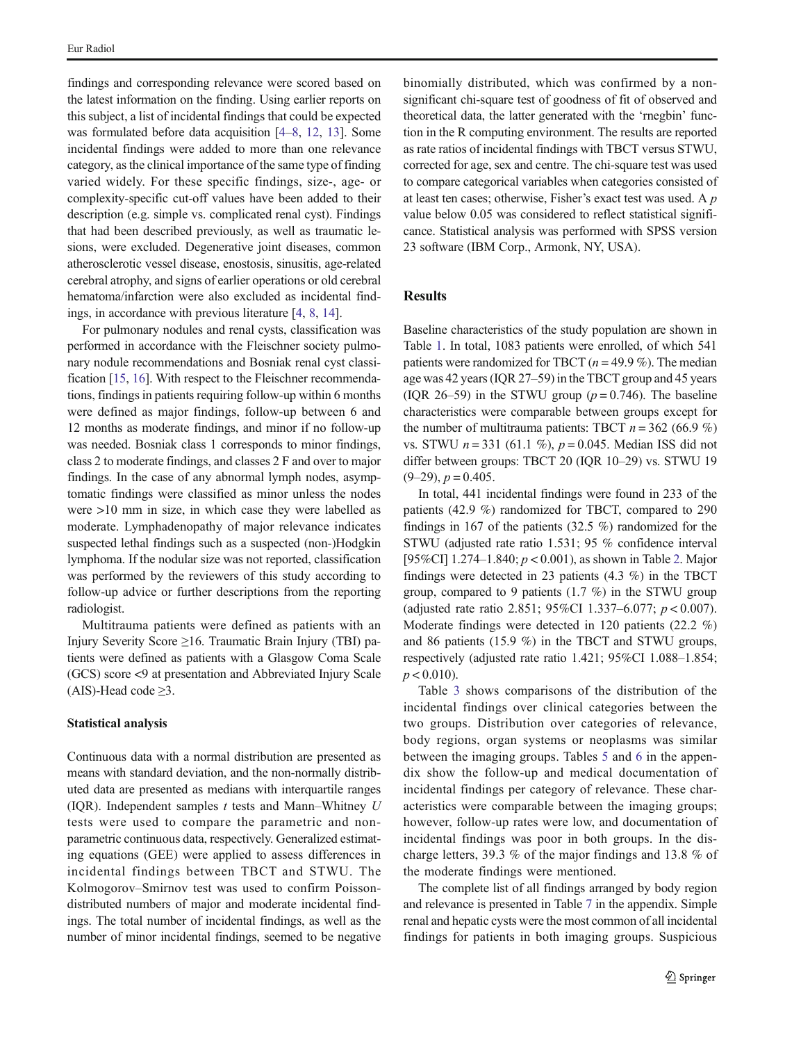findings and corresponding relevance were scored based on the latest information on the finding. Using earlier reports on this subject, a list of incidental findings that could be expected was formulated before data acquisition [4–8, 12, 13]. Some incidental findings were added to more than one relevance category, as the clinical importance of the same type of finding varied widely. For these specific findings, size-, age- or complexity-specific cut-off values have been added to their description (e.g. simple vs. complicated renal cyst). Findings that had been described previously, as well as traumatic lesions, were excluded. Degenerative joint diseases, common atherosclerotic vessel disease, enostosis, sinusitis, age-related cerebral atrophy, and signs of earlier operations or old cerebral hematoma/infarction were also excluded as incidental findings, in accordance with previous literature [4, 8, 14].

For pulmonary nodules and renal cysts, classification was performed in accordance with the Fleischner society pulmonary nodule recommendations and Bosniak renal cyst classification [15, 16]. With respect to the Fleischner recommendations, findings in patients requiring follow-up within 6 months were defined as major findings, follow-up between 6 and 12 months as moderate findings, and minor if no follow-up was needed. Bosniak class 1 corresponds to minor findings, class 2 to moderate findings, and classes 2 F and over to major findings. In the case of any abnormal lymph nodes, asymptomatic findings were classified as minor unless the nodes were >10 mm in size, in which case they were labelled as moderate. Lymphadenopathy of major relevance indicates suspected lethal findings such as a suspected (non-)Hodgkin lymphoma. If the nodular size was not reported, classification was performed by the reviewers of this study according to follow-up advice or further descriptions from the reporting radiologist.

Multitrauma patients were defined as patients with an Injury Severity Score ≥16. Traumatic Brain Injury (TBI) patients were defined as patients with a Glasgow Coma Scale (GCS) score <9 at presentation and Abbreviated Injury Scale (AIS)-Head code ≥3.

### Statistical analysis

Continuous data with a normal distribution are presented as means with standard deviation, and the non-normally distributed data are presented as medians with interquartile ranges (IQR). Independent samples *t* tests and Mann–Whitney *U* tests were used to compare the parametric and non-parametric continuous data, respectively. Generalized estimating equations (GEE) were applied to assess differences in incidental findings between TBCT and STWU. The Kolmogorov–Smirnov test was used to confirm Poisson-distributed numbers of major and moderate incidental findings. The total number of incidental findings, as well as the number of minor incidental findings, seemed to be negative binomially distributed, which was confirmed by a non-significant chi-square test of goodness of fit of observed and theoretical data, the latter generated with the 'rnegbin' function in the R computing environment. The results are reported as rate ratios of incidental findings with TBCT versus STWU, corrected for age, sex and centre. The chi-square test was used to compare categorical variables when categories consisted of at least ten cases; otherwise, Fisher's exact test was used. A *p* value below 0.05 was considered to reflect statistical significance. Statistical analysis was performed with SPSS version 23 software (IBM Corp., Armonk, NY, USA).

## Results

Baseline characteristics of the study population are shown in Table 1. In total, 1083 patients were enrolled, of which 541 patients were randomized for TBCT ($n = 49.9$ %). The median age was 42 years (IQR 27–59) in the TBCT group and 45 years (IQR 26–59) in the STWU group ($p = 0.746$). The baseline characteristics were comparable between groups except for the number of multitrauma patients: TBCT $n = 362$ (66.9 %) vs. STWU $n = 331$ (61.1 %), $p = 0.045$. Median ISS did not differ between groups: TBCT 20 (IQR 10–29) vs. STWU 19 (9–29), $p = 0.405$.

In total, 441 incidental findings were found in 233 of the patients (42.9 %) randomized for TBCT, compared to 290 findings in 167 of the patients (32.5 %) randomized for the STWU (adjusted rate ratio 1.531; 95 % confidence interval [95%CI] 1.274–1.840; $p < 0.001$), as shown in Table 2. Major findings were detected in 23 patients (4.3 %) in the TBCT group, compared to 9 patients (1.7 %) in the STWU group (adjusted rate ratio 2.851; 95%CI 1.337–6.077; $p < 0.007$). Moderate findings were detected in 120 patients (22.2 %) and 86 patients (15.9 %) in the TBCT and STWU groups, respectively (adjusted rate ratio 1.421; 95%CI 1.088–1.854; $p < 0.010$).

Table 3 shows comparisons of the distribution of the incidental findings over clinical categories between the two groups. Distribution over categories of relevance, body regions, organ systems or neoplasms was similar between the imaging groups. Tables 5 and 6 in the appendix show the follow-up and medical documentation of incidental findings per category of relevance. These characteristics were comparable between the imaging groups; however, follow-up rates were low, and documentation of incidental findings was poor in both groups. In the discharge letters, 39.3 % of the major findings and 13.8 % of the moderate findings were mentioned.

The complete list of all findings arranged by body region and relevance is presented in Table 7 in the appendix. Simple renal and hepatic cysts were the most common of all incidental findings for patients in both imaging groups. Suspicious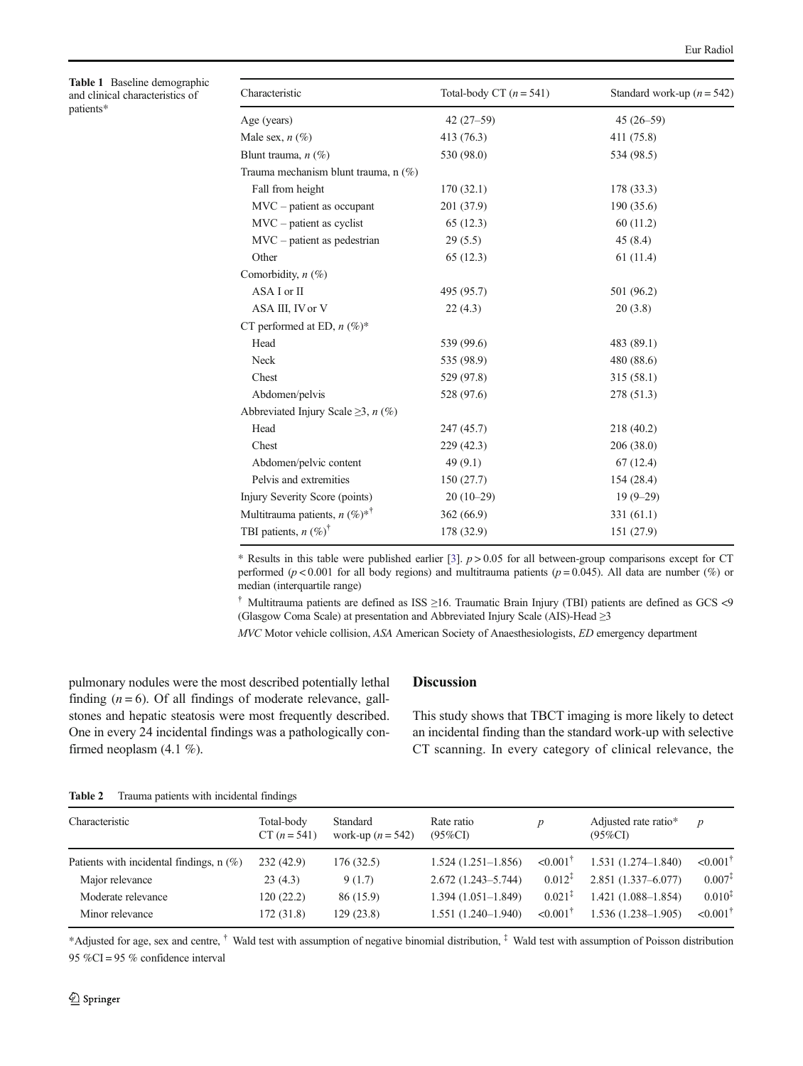**Table 1** Baseline demographic and clinical characteristics of patients*

| Characteristic | Total-body CT ($n = 541$) | Standard work-up ($n = 542$) |
|---|---|---|
| Age (years) | 42 (27–59) | 45 (26–59) |
| Male sex, *n* (%) | 413 (76.3) | 411 (75.8) |
| Blunt trauma, *n* (%) | 530 (98.0) | 534 (98.5) |
| Trauma mechanism blunt trauma, n (%) | | |
| Fall from height | 170 (32.1) | 178 (33.3) |
| MVC – patient as occupant | 201 (37.9) | 190 (35.6) |
| MVC – patient as cyclist | 65 (12.3) | 60 (11.2) |
| MVC – patient as pedestrian | 29 (5.5) | 45 (8.4) |
| Other | 65 (12.3) | 61 (11.4) |
| Comorbidity, *n* (%) | | |
| ASA I or II | 495 (95.7) | 501 (96.2) |
| ASA III, IV or V | 22 (4.3) | 20 (3.8) |
| CT performed at ED, *n* (%)* | | |
| Head | 539 (99.6) | 483 (89.1) |
| Neck | 535 (98.9) | 480 (88.6) |
| Chest | 529 (97.8) | 315 (58.1) |
| Abdomen/pelvis | 528 (97.6) | 278 (51.3) |
| Abbreviated Injury Scale ≥3, *n* (%) | | |
| Head | 247 (45.7) | 218 (40.2) |
| Chest | 229 (42.3) | 206 (38.0) |
| Abdomen/pelvic content | 49 (9.1) | 67 (12.4) |
| Pelvis and extremities | 150 (27.7) | 154 (28.4) |
| Injury Severity Score (points) | 20 (10–29) | 19 (9–29) |
| Multitrauma patients, *n* (%)*† | 362 (66.9) | 331 (61.1) |
| TBI patients, *n* (%)† | 178 (32.9) | 151 (27.9) |

\* Results in this table were published earlier [3]. $p > 0.05$ for all between-group comparisons except for CT performed ($p < 0.001$ for all body regions) and multitrauma patients ($p = 0.045$). All data are number (%) or median (interquartile range)

† Multitrauma patients are defined as ISS ≥16. Traumatic Brain Injury (TBI) patients are defined as GCS <9 (Glasgow Coma Scale) at presentation and Abbreviated Injury Scale (AIS)-Head ≥3

*MVC* Motor vehicle collision, *ASA* American Society of Anaesthesiologists, *ED* emergency department

pulmonary nodules were the most described potentially lethal finding ($n = 6$). Of all findings of moderate relevance, gallstones and hepatic steatosis were most frequently described. One in every 24 incidental findings was a pathologically confirmed neoplasm (4.1 %).

## Discussion

This study shows that TBCT imaging is more likely to detect an incidental finding than the standard work-up with selective CT scanning. In every category of clinical relevance, the

**Table 2** Trauma patients with incidental findings

| Characteristic | Total-body CT ($n = 541$) | Standard work-up ($n = 542$) | Rate ratio (95%CI) | *p* | Adjusted rate ratio* (95%CI) | *p* |
|---|---|---|---|---|---|---|
| Patients with incidental findings, n (%) | 232 (42.9) | 176 (32.5) | 1.524 (1.251–1.856) | <0.001† | 1.531 (1.274–1.840) | <0.001† |
| Major relevance | 23 (4.3) | 9 (1.7) | 2.672 (1.243–5.744) | 0.012‡ | 2.851 (1.337–6.077) | 0.007‡ |
| Moderate relevance | 120 (22.2) | 86 (15.9) | 1.394 (1.051–1.849) | 0.021‡ | 1.421 (1.088–1.854) | 0.010‡ |
| Minor relevance | 172 (31.8) | 129 (23.8) | 1.551 (1.240–1.940) | <0.001† | 1.536 (1.238–1.905) | <0.001† |

*Adjusted for age, sex and centre, † Wald test with assumption of negative binomial distribution, ‡ Wald test with assumption of Poisson distribution

95 %CI = 95 % confidence interval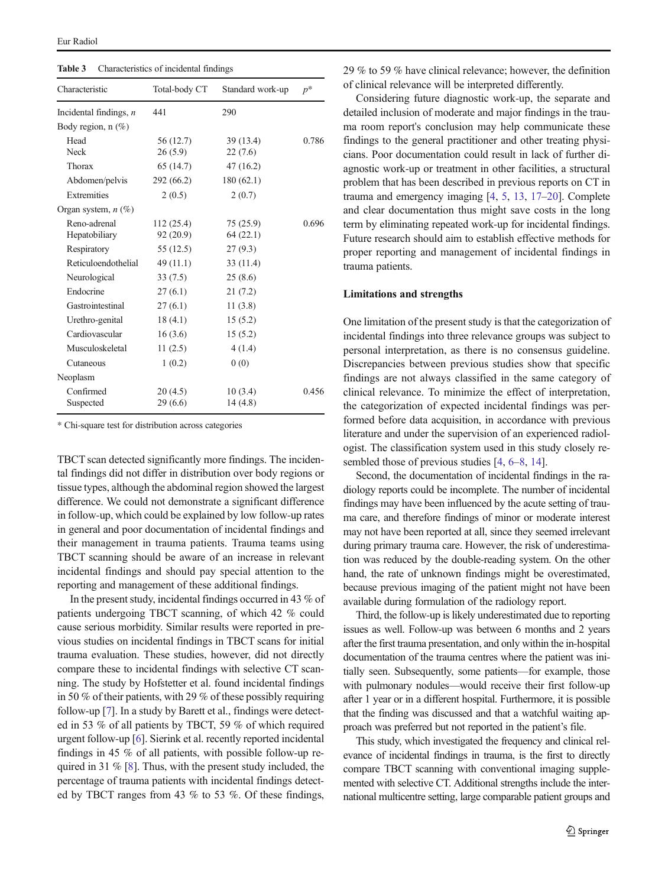**Table 3** Characteristics of incidental findings

| Characteristic | Total-body CT | Standard work-up | $p$* |
|---|---|---|---|
| Incidental findings, *n* | 441 | 290 | |
| Body region, n (%) | | | |
| Head | 56 (12.7) | 39 (13.4) | 0.786 |
| Neck | 26 (5.9) | 22 (7.6) | |
| Thorax | 65 (14.7) | 47 (16.2) | |
| Abdomen/pelvis | 292 (66.2) | 180 (62.1) | |
| Extremities | 2 (0.5) | 2 (0.7) | |
| Organ system, *n* (%) | | | |
| Reno-adrenal | 112 (25.4) | 75 (25.9) | 0.696 |
| Hepatobiliary | 92 (20.9) | 64 (22.1) | |
| Respiratory | 55 (12.5) | 27 (9.3) | |
| Reticuloendothelial | 49 (11.1) | 33 (11.4) | |
| Neurological | 33 (7.5) | 25 (8.6) | |
| Endocrine | 27 (6.1) | 21 (7.2) | |
| Gastrointestinal | 27 (6.1) | 11 (3.8) | |
| Urethro-genital | 18 (4.1) | 15 (5.2) | |
| Cardiovascular | 16 (3.6) | 15 (5.2) | |
| Musculoskeletal | 11 (2.5) | 4 (1.4) | |
| Cutaneous | 1 (0.2) | 0 (0) | |
| Neoplasm | | | |
| Confirmed | 20 (4.5) | 10 (3.4) | 0.456 |
| Suspected | 29 (6.6) | 14 (4.8) | |

\* Chi-square test for distribution across categories

TBCT scan detected significantly more findings. The incidental findings did not differ in distribution over body regions or tissue types, although the abdominal region showed the largest difference. We could not demonstrate a significant difference in follow-up, which could be explained by low follow-up rates in general and poor documentation of incidental findings and their management in trauma patients. Trauma teams using TBCT scanning should be aware of an increase in relevant incidental findings and should pay special attention to the reporting and management of these additional findings.

In the present study, incidental findings occurred in 43 % of patients undergoing TBCT scanning, of which 42 % could cause serious morbidity. Similar results were reported in previous studies on incidental findings in TBCT scans for initial trauma evaluation. These studies, however, did not directly compare these to incidental findings with selective CT scanning. The study by Hofstetter et al. found incidental findings in 50 % of their patients, with 29 % of these possibly requiring follow-up [7]. In a study by Barett et al., findings were detected in 53 % of all patients by TBCT, 59 % of which required urgent follow-up [6]. Sierink et al. recently reported incidental findings in 45 % of all patients, with possible follow-up required in 31 % [8]. Thus, with the present study included, the percentage of trauma patients with incidental findings detected by TBCT ranges from 43 % to 53 %. Of these findings, 29 % to 59 % have clinical relevance; however, the definition of clinical relevance will be interpreted differently.

Considering future diagnostic work-up, the separate and detailed inclusion of moderate and major findings in the trauma room report's conclusion may help communicate these findings to the general practitioner and other treating physicians. Poor documentation could result in lack of further diagnostic work-up or treatment in other facilities, a structural problem that has been described in previous reports on CT in trauma and emergency imaging [4, 5, 13, 17–20]. Complete and clear documentation thus might save costs in the long term by eliminating repeated work-up for incidental findings. Future research should aim to establish effective methods for proper reporting and management of incidental findings in trauma patients.

#### Limitations and strengths

One limitation of the present study is that the categorization of incidental findings into three relevance groups was subject to personal interpretation, as there is no consensus guideline. Discrepancies between previous studies show that specific findings are not always classified in the same category of clinical relevance. To minimize the effect of interpretation, the categorization of expected incidental findings was performed before data acquisition, in accordance with previous literature and under the supervision of an experienced radiologist. The classification system used in this study closely resembled those of previous studies [4, 6–8, 14].

Second, the documentation of incidental findings in the radiology reports could be incomplete. The number of incidental findings may have been influenced by the acute setting of trauma care, and therefore findings of minor or moderate interest may not have been reported at all, since they seemed irrelevant during primary trauma care. However, the risk of underestimation was reduced by the double-reading system. On the other hand, the rate of unknown findings might be overestimated, because previous imaging of the patient might not have been available during formulation of the radiology report.

Third, the follow-up is likely underestimated due to reporting issues as well. Follow-up was between 6 months and 2 years after the first trauma presentation, and only within the in-hospital documentation of the trauma centres where the patient was initially seen. Subsequently, some patients—for example, those with pulmonary nodules—would receive their first follow-up after 1 year or in a different hospital. Furthermore, it is possible that the finding was discussed and that a watchful waiting approach was preferred but not reported in the patient's file.

This study, which investigated the frequency and clinical relevance of incidental findings in trauma, is the first to directly compare TBCT scanning with conventional imaging supplemented with selective CT. Additional strengths include the international multicentre setting, large comparable patient groups and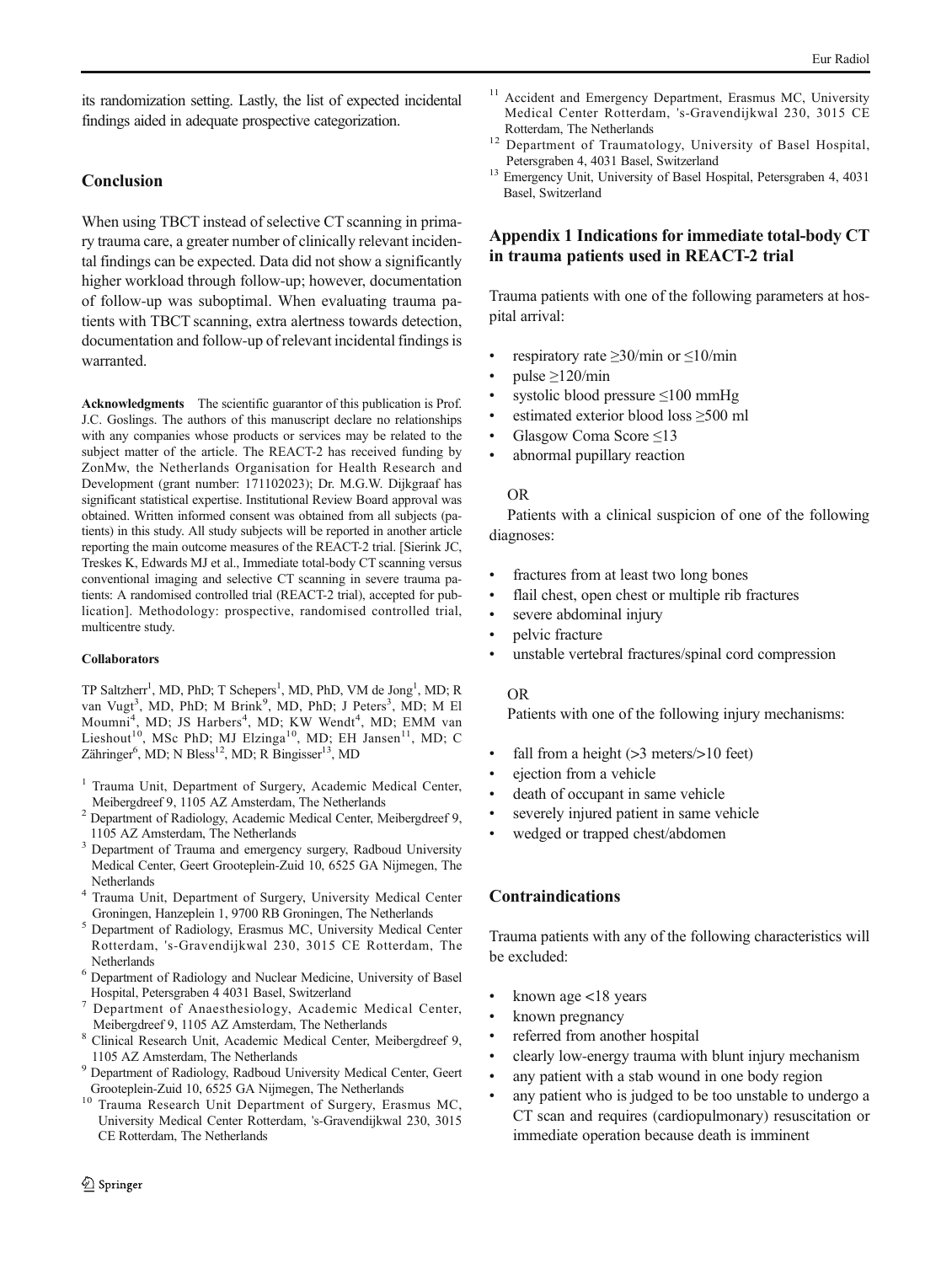its randomization setting. Lastly, the list of expected incidental findings aided in adequate prospective categorization.

## Conclusion

When using TBCT instead of selective CT scanning in primary trauma care, a greater number of clinically relevant incidental findings can be expected. Data did not show a significantly higher workload through follow-up; however, documentation of follow-up was suboptimal. When evaluating trauma patients with TBCT scanning, extra alertness towards detection, documentation and follow-up of relevant incidental findings is warranted.

**Acknowledgments** The scientific guarantor of this publication is Prof. J.C. Goslings. The authors of this manuscript declare no relationships with any companies whose products or services may be related to the subject matter of the article. The REACT-2 has received funding by ZonMw, the Netherlands Organisation for Health Research and Development (grant number: 171102023); Dr. M.G.W. Dijkgraaf has significant statistical expertise. Institutional Review Board approval was obtained. Written informed consent was obtained from all subjects (patients) in this study. All study subjects will be reported in another article reporting the main outcome measures of the REACT-2 trial. [Sierink JC, Treskes K, Edwards MJ et al., Immediate total-body CT scanning versus conventional imaging and selective CT scanning in severe trauma patients: A randomised controlled trial (REACT-2 trial), accepted for publication]. Methodology: prospective, randomised controlled trial, multicentre study.

### Collaborators

TP Saltzherr[1], MD, PhD; T Schepers[1], MD, PhD, VM de Jong[1], MD; R van Vugt[3], MD, PhD; M Brink[9], MD, PhD; J Peters[3], MD; M El Moumni[4], MD; JS Harbers[4], MD; KW Wendt[4], MD; EMM van Lieshout[10], MSc PhD; MJ Elzinga[10], MD; EH Jansen[11], MD; C Zähringer[6], MD; N Bless[12], MD; R Bingisser[13], MD

[1] Trauma Unit, Department of Surgery, Academic Medical Center, Meibergdreef 9, 1105 AZ Amsterdam, The Netherlands
[2] Department of Radiology, Academic Medical Center, Meibergdreef 9, 1105 AZ Amsterdam, The Netherlands
[3] Department of Trauma and emergency surgery, Radboud University Medical Center, Geert Grooteplein-Zuid 10, 6525 GA Nijmegen, The Netherlands
[4] Trauma Unit, Department of Surgery, University Medical Center Groningen, Hanzeplein 1, 9700 RB Groningen, The Netherlands
[5] Department of Radiology, Erasmus MC, University Medical Center Rotterdam, 's-Gravendijkwal 230, 3015 CE Rotterdam, The Netherlands
[6] Department of Radiology and Nuclear Medicine, University of Basel Hospital, Petersgraben 4 4031 Basel, Switzerland
[7] Department of Anaesthesiology, Academic Medical Center, Meibergdreef 9, 1105 AZ Amsterdam, The Netherlands
[8] Clinical Research Unit, Academic Medical Center, Meibergdreef 9, 1105 AZ Amsterdam, The Netherlands
[9] Department of Radiology, Radboud University Medical Center, Geert Grooteplein-Zuid 10, 6525 GA Nijmegen, The Netherlands
[10] Trauma Research Unit Department of Surgery, Erasmus MC, University Medical Center Rotterdam, 's-Gravendijkwal 230, 3015 CE Rotterdam, The Netherlands
[11] Accident and Emergency Department, Erasmus MC, University Medical Center Rotterdam, 's-Gravendijkwal 230, 3015 CE Rotterdam, The Netherlands
[12] Department of Traumatology, University of Basel Hospital, Petersgraben 4, 4031 Basel, Switzerland
[13] Emergency Unit, University of Basel Hospital, Petersgraben 4, 4031 Basel, Switzerland

## Appendix 1 Indications for immediate total-body CT in trauma patients used in REACT-2 trial

Trauma patients with one of the following parameters at hospital arrival:

- respiratory rate ≥30/min or ≤10/min
- pulse ≥120/min
- systolic blood pressure ≤100 mmHg
- estimated exterior blood loss ≥500 ml
- Glasgow Coma Score ≤13
- abnormal pupillary reaction

OR

Patients with a clinical suspicion of one of the following diagnoses:

- fractures from at least two long bones
- flail chest, open chest or multiple rib fractures
- severe abdominal injury
- pelvic fracture
- unstable vertebral fractures/spinal cord compression

OR

Patients with one of the following injury mechanisms:

- fall from a height (>3 meters/>10 feet)
- ejection from a vehicle
- death of occupant in same vehicle
- severely injured patient in same vehicle
- wedged or trapped chest/abdomen

## Contraindications

Trauma patients with any of the following characteristics will be excluded:

- known age <18 years
- known pregnancy
- referred from another hospital
- clearly low-energy trauma with blunt injury mechanism
- any patient with a stab wound in one body region
- any patient who is judged to be too unstable to undergo a CT scan and requires (cardiopulmonary) resuscitation or immediate operation because death is imminent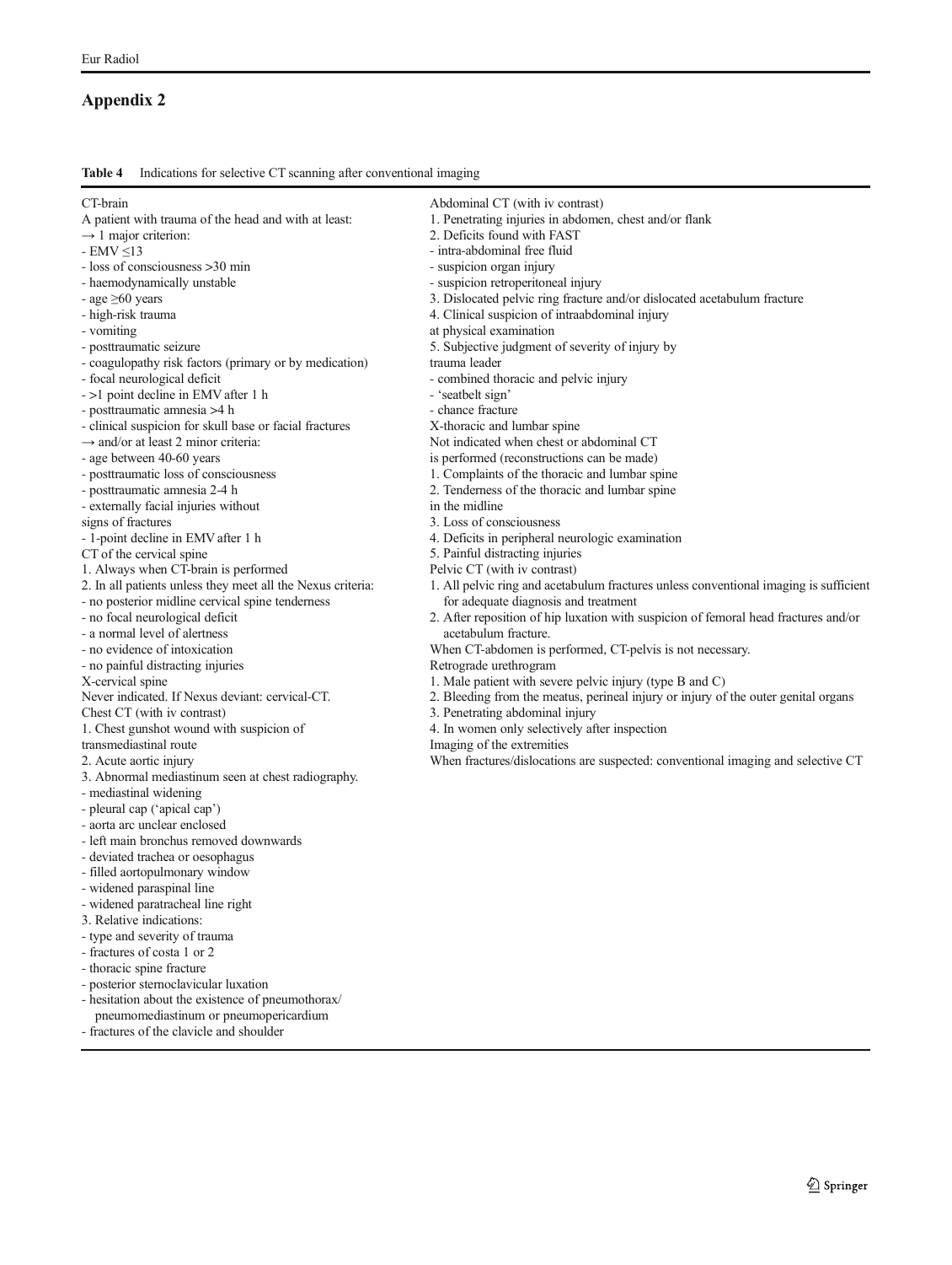## Appendix 2

**Table 4** Indications for selective CT scanning after conventional imaging

CT-brain

A patient with trauma of the head and with at least:

→ 1 major criterion:

- EMV ≤13
- loss of consciousness >30 min
- haemodynamically unstable
- age ≥60 years
- high-risk trauma
- vomiting
- posttraumatic seizure
- coagulopathy risk factors (primary or by medication)
- focal neurological deficit
- >1 point decline in EMV after 1 h
- posttraumatic amnesia >4 h
- clinical suspicion for skull base or facial fractures

→ and/or at least 2 minor criteria:

- age between 40-60 years
- posttraumatic loss of consciousness
- posttraumatic amnesia 2-4 h
- externally facial injuries without signs of fractures
- 1-point decline in EMV after 1 h

CT of the cervical spine

1. Always when CT-brain is performed
2. In all patients unless they meet all the Nexus criteria:
   - no posterior midline cervical spine tenderness
   - no focal neurological deficit
   - a normal level of alertness
   - no evidence of intoxication
   - no painful distracting injuries

X-cervical spine

Never indicated. If Nexus deviant: cervical-CT.

Chest CT (with iv contrast)

1. Chest gunshot wound with suspicion of transmediastinal route
2. Acute aortic injury
3. Abnormal mediastinum seen at chest radiography.
   - mediastinal widening
   - pleural cap ('apical cap')
   - aorta arc unclear enclosed
   - left main bronchus removed downwards
   - deviated trachea or oesophagus
   - filled aortopulmonary window
   - widened paraspinal line
   - widened paratracheal line right
3. Relative indications:
   - type and severity of trauma
   - fractures of costa 1 or 2
   - thoracic spine fracture
   - posterior sternoclavicular luxation
   - hesitation about the existence of pneumothorax/ pneumomediastinum or pneumopericardium
   - fractures of the clavicle and shoulder

Abdominal CT (with iv contrast)

1. Penetrating injuries in abdomen, chest and/or flank
2. Deficits found with FAST
   - intra-abdominal free fluid
   - suspicion organ injury
   - suspicion retroperitoneal injury
3. Dislocated pelvic ring fracture and/or dislocated acetabulum fracture
4. Clinical suspicion of intraabdominal injury at physical examination
5. Subjective judgment of severity of injury by trauma leader
   - combined thoracic and pelvic injury
   - 'seatbelt sign'
   - chance fracture

X-thoracic and lumbar spine

Not indicated when chest or abdominal CT is performed (reconstructions can be made)

1. Complaints of the thoracic and lumbar spine
2. Tenderness of the thoracic and lumbar spine in the midline
3. Loss of consciousness
4. Deficits in peripheral neurologic examination
5. Painful distracting injuries

Pelvic CT (with iv contrast)

1. All pelvic ring and acetabulum fractures unless conventional imaging is sufficient for adequate diagnosis and treatment
2. After reposition of hip luxation with suspicion of femoral head fractures and/or acetabulum fracture.

When CT-abdomen is performed, CT-pelvis is not necessary.

Retrograde urethrogram

1. Male patient with severe pelvic injury (type B and C)
2. Bleeding from the meatus, perineal injury or injury of the outer genital organs
3. Penetrating abdominal injury
4. In women only selectively after inspection

Imaging of the extremities

When fractures/dislocations are suspected: conventional imaging and selective CT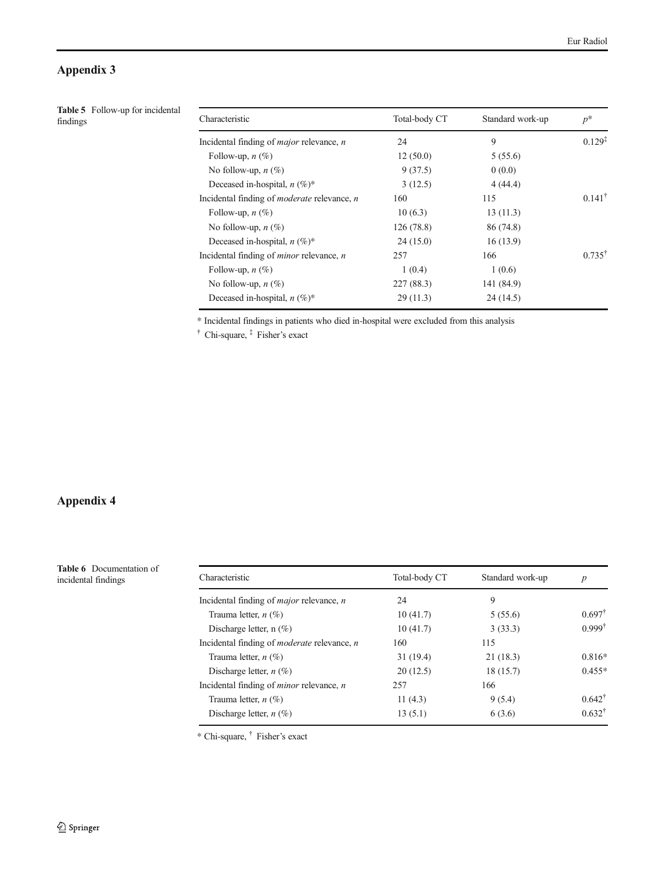## Appendix 3

**Table 5** Follow-up for incidental findings

| Characteristic | Total-body CT | Standard work-up | $p$* |
|---|---|---|---|
| Incidental finding of *major* relevance, $n$ | 24 | 9 | 0.129‡ |
| Follow-up, $n$ (%) | 12 (50.0) | 5 (55.6) | |
| No follow-up, $n$ (%) | 9 (37.5) | 0 (0.0) | |
| Deceased in-hospital, $n$ (%)* | 3 (12.5) | 4 (44.4) | |
| Incidental finding of *moderate* relevance, $n$ | 160 | 115 | 0.141† |
| Follow-up, $n$ (%) | 10 (6.3) | 13 (11.3) | |
| No follow-up, $n$ (%) | 126 (78.8) | 86 (74.8) | |
| Deceased in-hospital, $n$ (%)* | 24 (15.0) | 16 (13.9) | |
| Incidental finding of *minor* relevance, $n$ | 257 | 166 | 0.735† |
| Follow-up, $n$ (%) | 1 (0.4) | 1 (0.6) | |
| No follow-up, $n$ (%) | 227 (88.3) | 141 (84.9) | |
| Deceased in-hospital, $n$ (%)* | 29 (11.3) | 24 (14.5) | |

* Incidental findings in patients who died in-hospital were excluded from this analysis

† Chi-square, ‡ Fisher's exact

## Appendix 4

**Table 6** Documentation of incidental findings

| Characteristic | Total-body CT | Standard work-up | $p$ |
|---|---|---|---|
| Incidental finding of *major* relevance, $n$ | 24 | 9 | |
| Trauma letter, $n$ (%) | 10 (41.7) | 5 (55.6) | 0.697† |
| Discharge letter, n (%) | 10 (41.7) | 3 (33.3) | 0.999† |
| Incidental finding of *moderate* relevance, $n$ | 160 | 115 | |
| Trauma letter, $n$ (%) | 31 (19.4) | 21 (18.3) | 0.816* |
| Discharge letter, $n$ (%) | 20 (12.5) | 18 (15.7) | 0.455* |
| Incidental finding of *minor* relevance, $n$ | 257 | 166 | |
| Trauma letter, $n$ (%) | 11 (4.3) | 9 (5.4) | 0.642† |
| Discharge letter, $n$ (%) | 13 (5.1) | 6 (3.6) | 0.632† |

* Chi-square, † Fisher's exact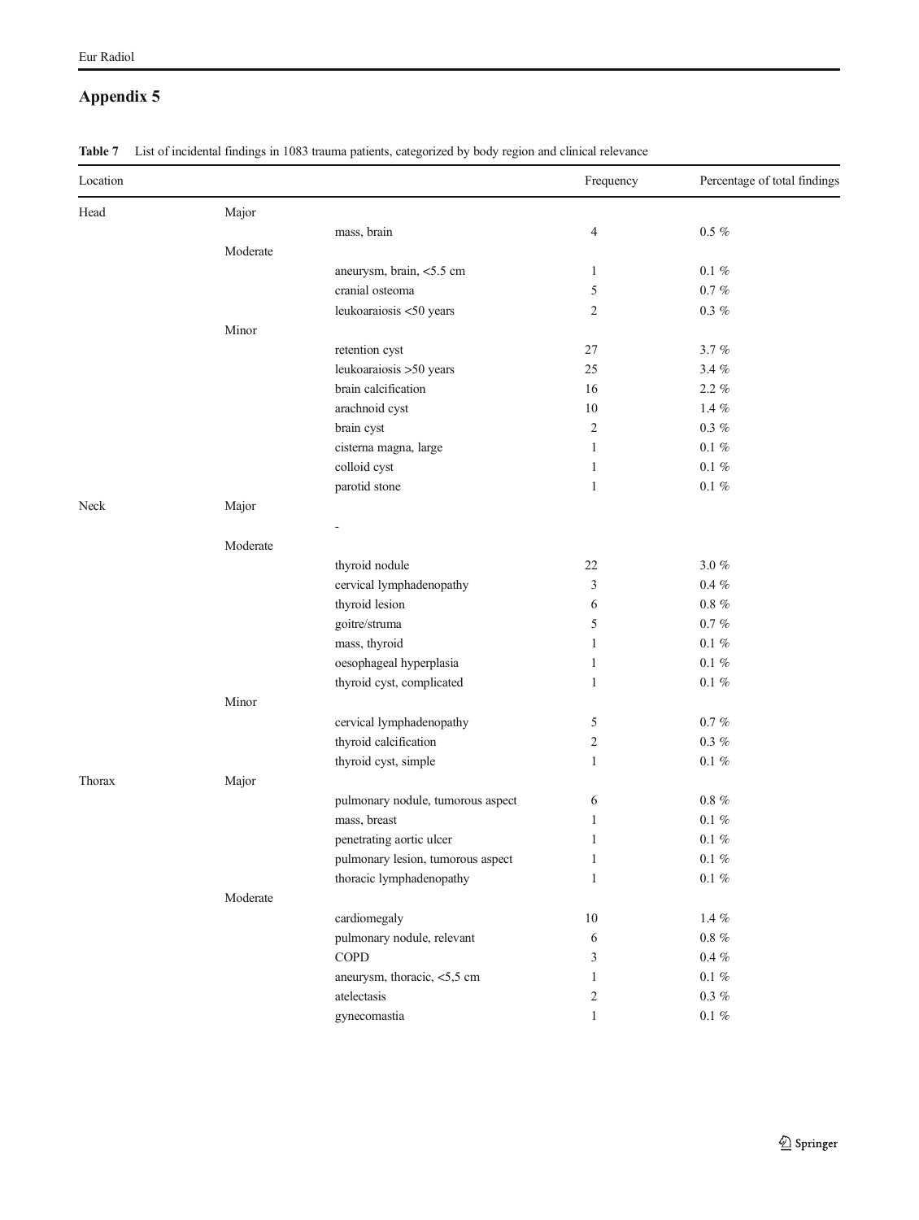## Appendix 5

**Table 7** List of incidental findings in 1083 trauma patients, categorized by body region and clinical relevance

| Location | | | Frequency | Percentage of total findings |
|---|---|---|---|---|
| Head | Major | | | |
| | | mass, brain | 4 | 0.5 % |
| | Moderate | | | |
| | | aneurysm, brain, <5.5 cm | 1 | 0.1 % |
| | | cranial osteoma | 5 | 0.7 % |
| | | leukoaraiosis <50 years | 2 | 0.3 % |
| | Minor | | | |
| | | retention cyst | 27 | 3.7 % |
| | | leukoaraiosis >50 years | 25 | 3.4 % |
| | | brain calcification | 16 | 2.2 % |
| | | arachnoid cyst | 10 | 1.4 % |
| | | brain cyst | 2 | 0.3 % |
| | | cisterna magna, large | 1 | 0.1 % |
| | | colloid cyst | 1 | 0.1 % |
| | | parotid stone | 1 | 0.1 % |
| Neck | Major | | | |
| | | - | | |
| | Moderate | | | |
| | | thyroid nodule | 22 | 3.0 % |
| | | cervical lymphadenopathy | 3 | 0.4 % |
| | | thyroid lesion | 6 | 0.8 % |
| | | goitre/struma | 5 | 0.7 % |
| | | mass, thyroid | 1 | 0.1 % |
| | | oesophageal hyperplasia | 1 | 0.1 % |
| | | thyroid cyst, complicated | 1 | 0.1 % |
| | Minor | | | |
| | | cervical lymphadenopathy | 5 | 0.7 % |
| | | thyroid calcification | 2 | 0.3 % |
| | | thyroid cyst, simple | 1 | 0.1 % |
| Thorax | Major | | | |
| | | pulmonary nodule, tumorous aspect | 6 | 0.8 % |
| | | mass, breast | 1 | 0.1 % |
| | | penetrating aortic ulcer | 1 | 0.1 % |
| | | pulmonary lesion, tumorous aspect | 1 | 0.1 % |
| | | thoracic lymphadenopathy | 1 | 0.1 % |
| | Moderate | | | |
| | | cardiomegaly | 10 | 1.4 % |
| | | pulmonary nodule, relevant | 6 | 0.8 % |
| | | COPD | 3 | 0.4 % |
| | | aneurysm, thoracic, <5,5 cm | 1 | 0.1 % |
| | | atelectasis | 2 | 0.3 % |
| | | gynecomastia | 1 | 0.1 % |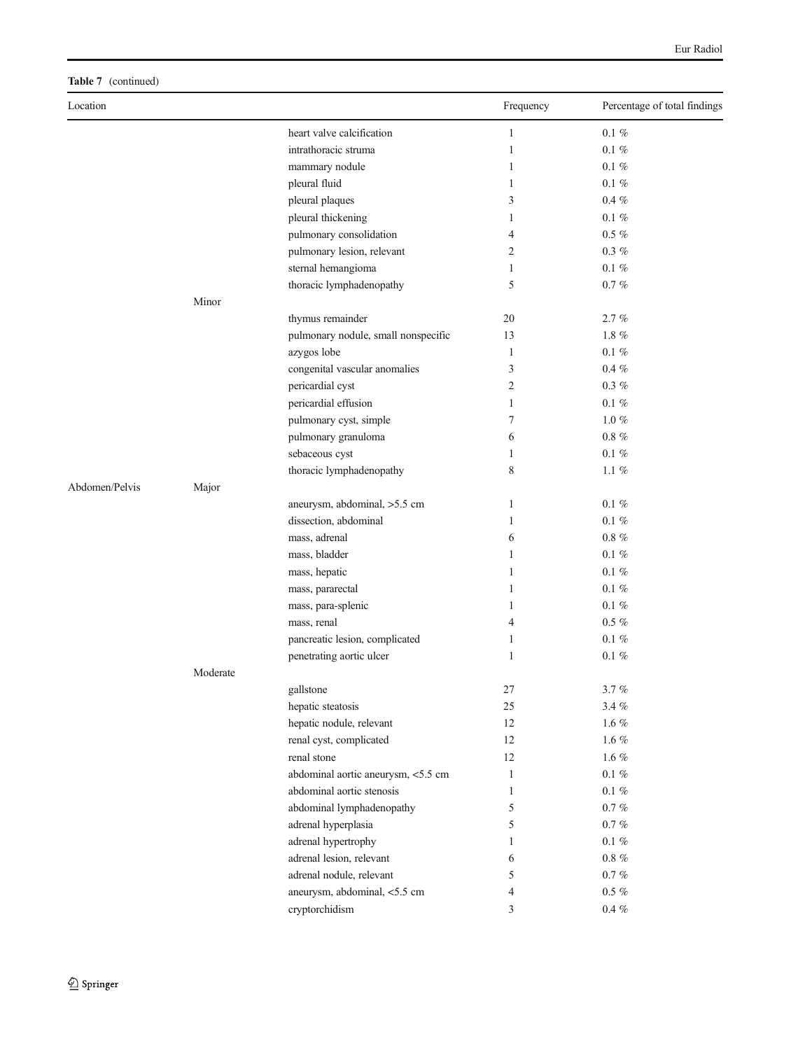**Table 7** (continued)

| Location | | | Frequency | Percentage of total findings |
|---|---|---|---|---|
| | | heart valve calcification | 1 | 0.1 % |
| | | intrathoracic struma | 1 | 0.1 % |
| | | mammary nodule | 1 | 0.1 % |
| | | pleural fluid | 1 | 0.1 % |
| | | pleural plaques | 3 | 0.4 % |
| | | pleural thickening | 1 | 0.1 % |
| | | pulmonary consolidation | 4 | 0.5 % |
| | | pulmonary lesion, relevant | 2 | 0.3 % |
| | | sternal hemangioma | 1 | 0.1 % |
| | | thoracic lymphadenopathy | 5 | 0.7 % |
| | Minor | | | |
| | | thymus remainder | 20 | 2.7 % |
| | | pulmonary nodule, small nonspecific | 13 | 1.8 % |
| | | azygos lobe | 1 | 0.1 % |
| | | congenital vascular anomalies | 3 | 0.4 % |
| | | pericardial cyst | 2 | 0.3 % |
| | | pericardial effusion | 1 | 0.1 % |
| | | pulmonary cyst, simple | 7 | 1.0 % |
| | | pulmonary granuloma | 6 | 0.8 % |
| | | sebaceous cyst | 1 | 0.1 % |
| | | thoracic lymphadenopathy | 8 | 1.1 % |
| Abdomen/Pelvis | Major | | | |
| | | aneurysm, abdominal, >5.5 cm | 1 | 0.1 % |
| | | dissection, abdominal | 1 | 0.1 % |
| | | mass, adrenal | 6 | 0.8 % |
| | | mass, bladder | 1 | 0.1 % |
| | | mass, hepatic | 1 | 0.1 % |
| | | mass, pararectal | 1 | 0.1 % |
| | | mass, para-splenic | 1 | 0.1 % |
| | | mass, renal | 4 | 0.5 % |
| | | pancreatic lesion, complicated | 1 | 0.1 % |
| | | penetrating aortic ulcer | 1 | 0.1 % |
| | Moderate | | | |
| | | gallstone | 27 | 3.7 % |
| | | hepatic steatosis | 25 | 3.4 % |
| | | hepatic nodule, relevant | 12 | 1.6 % |
| | | renal cyst, complicated | 12 | 1.6 % |
| | | renal stone | 12 | 1.6 % |
| | | abdominal aortic aneurysm, <5.5 cm | 1 | 0.1 % |
| | | abdominal aortic stenosis | 1 | 0.1 % |
| | | abdominal lymphadenopathy | 5 | 0.7 % |
| | | adrenal hyperplasia | 5 | 0.7 % |
| | | adrenal hypertrophy | 1 | 0.1 % |
| | | adrenal lesion, relevant | 6 | 0.8 % |
| | | adrenal nodule, relevant | 5 | 0.7 % |
| | | aneurysm, abdominal, <5.5 cm | 4 | 0.5 % |
| | | cryptorchidism | 3 | 0.4 % |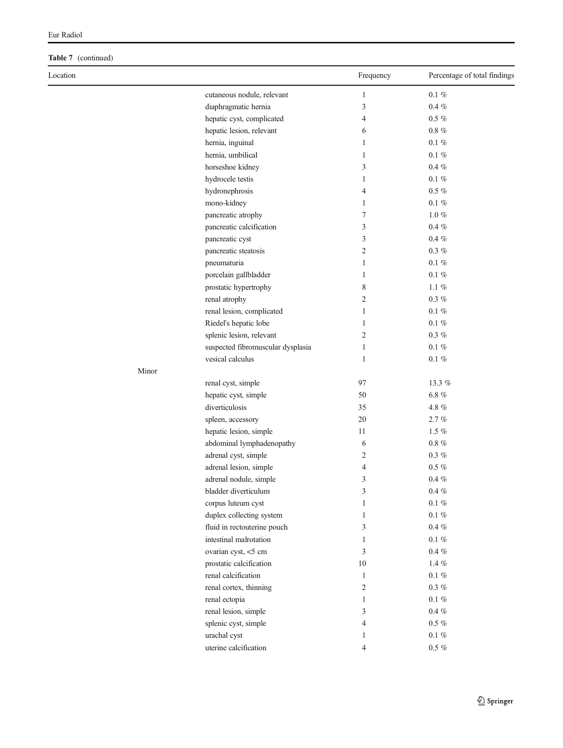**Table 7** (continued)

| Location | | | Frequency | Percentage of total findings |
|---|---|---|---|---|
| | | cutaneous nodule, relevant | 1 | 0.1 % |
| | | diaphragmatic hernia | 3 | 0.4 % |
| | | hepatic cyst, complicated | 4 | 0.5 % |
| | | hepatic lesion, relevant | 6 | 0.8 % |
| | | hernia, inguinal | 1 | 0.1 % |
| | | hernia, umbilical | 1 | 0.1 % |
| | | horseshoe kidney | 3 | 0.4 % |
| | | hydrocele testis | 1 | 0.1 % |
| | | hydronephrosis | 4 | 0.5 % |
| | | mono-kidney | 1 | 0.1 % |
| | | pancreatic atrophy | 7 | 1.0 % |
| | | pancreatic calcification | 3 | 0.4 % |
| | | pancreatic cyst | 3 | 0.4 % |
| | | pancreatic steatosis | 2 | 0.3 % |
| | | pneumaturia | 1 | 0.1 % |
| | | porcelain gallbladder | 1 | 0.1 % |
| | | prostatic hypertrophy | 8 | 1.1 % |
| | | renal atrophy | 2 | 0.3 % |
| | | renal lesion, complicated | 1 | 0.1 % |
| | | Riedel's hepatic lobe | 1 | 0.1 % |
| | | splenic lesion, relevant | 2 | 0.3 % |
| | | suspected fibromuscular dysplasia | 1 | 0.1 % |
| | | vesical calculus | 1 | 0.1 % |
| | Minor | | | |
| | | renal cyst, simple | 97 | 13.3 % |
| | | hepatic cyst, simple | 50 | 6.8 % |
| | | diverticulosis | 35 | 4.8 % |
| | | spleen, accessory | 20 | 2.7 % |
| | | hepatic lesion, simple | 11 | 1.5 % |
| | | abdominal lymphadenopathy | 6 | 0.8 % |
| | | adrenal cyst, simple | 2 | 0.3 % |
| | | adrenal lesion, simple | 4 | 0.5 % |
| | | adrenal nodule, simple | 3 | 0.4 % |
| | | bladder diverticulum | 3 | 0.4 % |
| | | corpus luteum cyst | 1 | 0.1 % |
| | | duplex collecting system | 1 | 0.1 % |
| | | fluid in rectouterine pouch | 3 | 0.4 % |
| | | intestinal malrotation | 1 | 0.1 % |
| | | ovarian cyst, <5 cm | 3 | 0.4 % |
| | | prostatic calcification | 10 | 1.4 % |
| | | renal calcification | 1 | 0.1 % |
| | | renal cortex, thinning | 2 | 0.3 % |
| | | renal ectopia | 1 | 0.1 % |
| | | renal lesion, simple | 3 | 0.4 % |
| | | splenic cyst, simple | 4 | 0.5 % |
| | | urachal cyst | 1 | 0.1 % |
| | | uterine calcification | 4 | 0.5 % |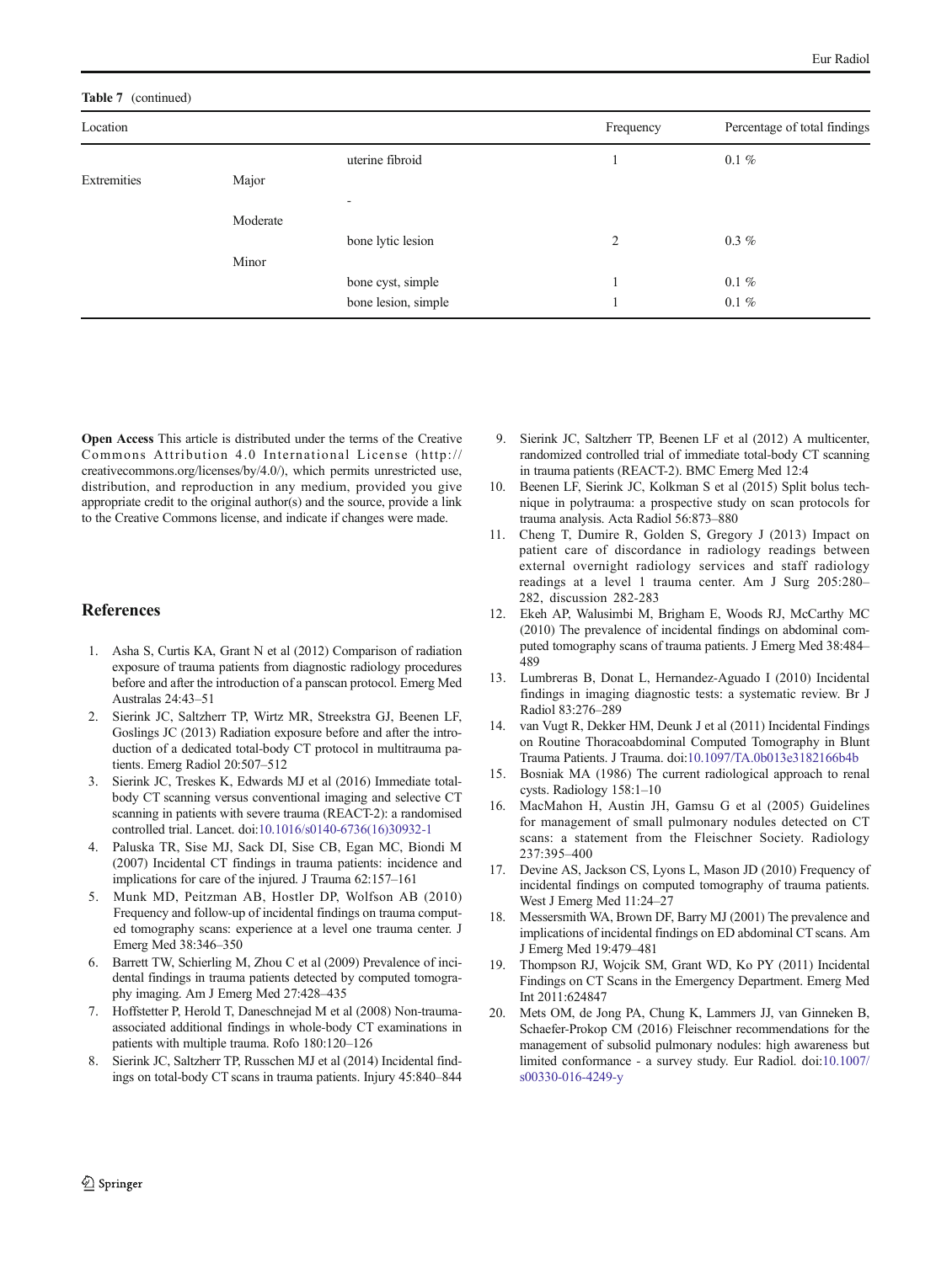**Table 7** (continued)

| Location | | | Frequency | Percentage of total findings |
|---|---|---|---|---|
| | | uterine fibroid | 1 | 0.1 % |
| Extremities | Major | | | |
| | | - | | |
| | Moderate | | | |
| | | bone lytic lesion | 2 | 0.3 % |
| | Minor | | | |
| | | bone cyst, simple | 1 | 0.1 % |
| | | bone lesion, simple | 1 | 0.1 % |

**Open Access** This article is distributed under the terms of the Creative Commons Attribution 4.0 International License (http://creativecommons.org/licenses/by/4.0/), which permits unrestricted use, distribution, and reproduction in any medium, provided you give appropriate credit to the original author(s) and the source, provide a link to the Creative Commons license, and indicate if changes were made.

## References

1. Asha S, Curtis KA, Grant N et al (2012) Comparison of radiation exposure of trauma patients from diagnostic radiology procedures before and after the introduction of a panscan protocol. Emerg Med Australas 24:43–51
2. Sierink JC, Saltzherr TP, Wirtz MR, Streekstra GJ, Beenen LF, Goslings JC (2013) Radiation exposure before and after the introduction of a dedicated total-body CT protocol in multitrauma patients. Emerg Radiol 20:507–512
3. Sierink JC, Treskes K, Edwards MJ et al (2016) Immediate total-body CT scanning versus conventional imaging and selective CT scanning in patients with severe trauma (REACT-2): a randomised controlled trial. Lancet. doi:10.1016/s0140-6736(16)30932-1
4. Paluska TR, Sise MJ, Sack DI, Sise CB, Egan MC, Biondi M (2007) Incidental CT findings in trauma patients: incidence and implications for care of the injured. J Trauma 62:157–161
5. Munk MD, Peitzman AB, Hostler DP, Wolfson AB (2010) Frequency and follow-up of incidental findings on trauma computed tomography scans: experience at a level one trauma center. J Emerg Med 38:346–350
6. Barrett TW, Schierling M, Zhou C et al (2009) Prevalence of incidental findings in trauma patients detected by computed tomography imaging. Am J Emerg Med 27:428–435
7. Hoffstetter P, Herold T, Daneschnejad M et al (2008) Non-trauma-associated additional findings in whole-body CT examinations in patients with multiple trauma. Rofo 180:120–126
8. Sierink JC, Saltzherr TP, Russchen MJ et al (2014) Incidental findings on total-body CT scans in trauma patients. Injury 45:840–844
9. Sierink JC, Saltzherr TP, Beenen LF et al (2012) A multicenter, randomized controlled trial of immediate total-body CT scanning in trauma patients (REACT-2). BMC Emerg Med 12:4
10. Beenen LF, Sierink JC, Kolkman S et al (2015) Split bolus technique in polytrauma: a prospective study on scan protocols for trauma analysis. Acta Radiol 56:873–880
11. Cheng T, Dumire R, Golden S, Gregory J (2013) Impact on patient care of discordance in radiology readings between external overnight radiology services and staff radiology readings at a level 1 trauma center. Am J Surg 205:280–282, discussion 282-283
12. Ekeh AP, Walusimbi M, Brigham E, Woods RJ, McCarthy MC (2010) The prevalence of incidental findings on abdominal computed tomography scans of trauma patients. J Emerg Med 38:484–489
13. Lumbreras B, Donat L, Hernandez-Aguado I (2010) Incidental findings in imaging diagnostic tests: a systematic review. Br J Radiol 83:276–289
14. van Vugt R, Dekker HM, Deunk J et al (2011) Incidental Findings on Routine Thoracoabdominal Computed Tomography in Blunt Trauma Patients. J Trauma. doi:10.1097/TA.0b013e3182166b4b
15. Bosniak MA (1986) The current radiological approach to renal cysts. Radiology 158:1–10
16. MacMahon H, Austin JH, Gamsu G et al (2005) Guidelines for management of small pulmonary nodules detected on CT scans: a statement from the Fleischner Society. Radiology 237:395–400
17. Devine AS, Jackson CS, Lyons L, Mason JD (2010) Frequency of incidental findings on computed tomography of trauma patients. West J Emerg Med 11:24–27
18. Messersmith WA, Brown DF, Barry MJ (2001) The prevalence and implications of incidental findings on ED abdominal CT scans. Am J Emerg Med 19:479–481
19. Thompson RJ, Wojcik SM, Grant WD, Ko PY (2011) Incidental Findings on CT Scans in the Emergency Department. Emerg Med Int 2011:624847
20. Mets OM, de Jong PA, Chung K, Lammers JJ, van Ginneken B, Schaefer-Prokop CM (2016) Fleischner recommendations for the management of subsolid pulmonary nodules: high awareness but limited conformance - a survey study. Eur Radiol. doi:10.1007/s00330-016-4249-y